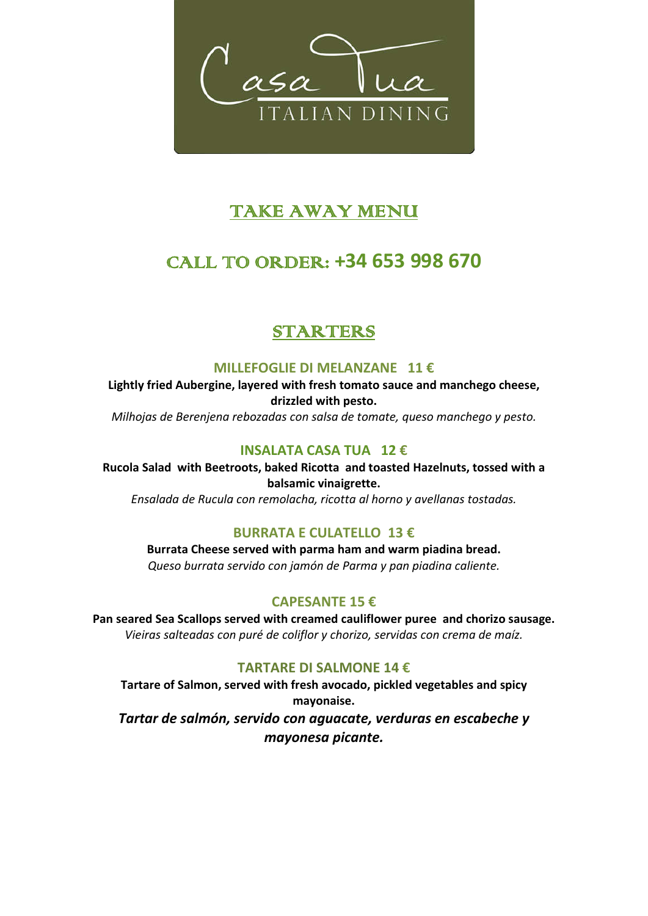# Casa Tua

ITALIAN DINING

## TAKE AWAY MENU

## CALL TO ORDER: +34 653 998 670

## STARTERS

### MILLEFOGLIE DI MELANZANE 11 €

**Lightly fried Aubergine, layered with fresh tomato sauce and manchego cheese, drizzled with pesto.**

*Milhojas de Berenjena rebozadas con salsa de tomate, queso manchego y pesto.*

### INSALATA CASA TUA 12 €

**Rucola Salad with Beetroots, baked Ricotta and toasted Hazelnuts, tossed with a balsamic vinaigrette.**

*Ensalada de Rucula con remolacha, ricotta al horno y avellanas tostadas.*

### BURRATA E CULATELLO 13 €

**Burrata Cheese served with parma ham and warm piadina bread.**

*Queso burrata servido con jamón de Parma y pan piadina caliente.*

### CAPESANTE 15 €

**Pan seared Sea Scallops served with creamed cauliflower puree and chorizo sausage.**

*Vieiras salteadas con puré de coliflor y chorizo, servidas con crema de maíz.*

### TARTARE DI SALMONE 14 €

**Tartare of Salmon, served with fresh avocado, pickled vegetables and spicy mayonaise.**

***Tartar de salmón, servido con aguacate, verduras en escabeche y mayonesa picante.***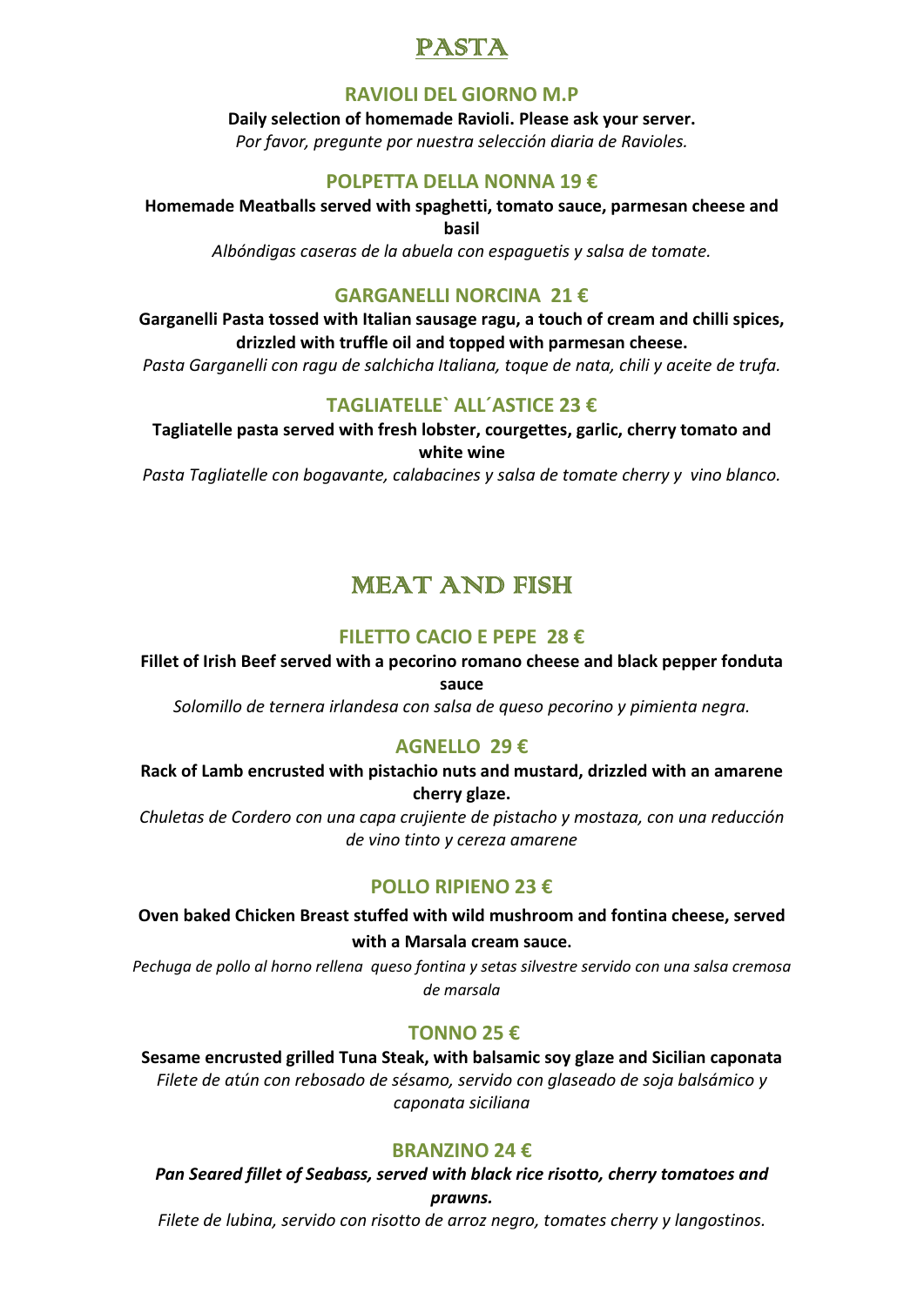# PASTA

## RAVIOLI DEL GIORNO M.P

**Daily selection of homemade Ravioli. Please ask your server.**

*Por favor, pregunte por nuestra selección diaria de Ravioles.*

## POLPETTA DELLA NONNA 19 €

**Homemade Meatballs served with spaghetti, tomato sauce, parmesan cheese and basil**

*Albóndigas caseras de la abuela con espaguetis y salsa de tomate.*

## GARGANELLI NORCINA 21 €

**Garganelli Pasta tossed with Italian sausage ragu, a touch of cream and chilli spices, drizzled with truffle oil and topped with parmesan cheese.**

*Pasta Garganelli con ragu de salchicha Italiana, toque de nata, chili y aceite de trufa.*

## TAGLIATELLE` ALL´ASTICE 23 €

**Tagliatelle pasta served with fresh lobster, courgettes, garlic, cherry tomato and white wine**

*Pasta Tagliatelle con bogavante, calabacines y salsa de tomate cherry y vino blanco.*

# MEAT AND FISH

## FILETTO CACIO E PEPE 28 €

**Fillet of Irish Beef served with a pecorino romano cheese and black pepper fonduta sauce**

*Solomillo de ternera irlandesa con salsa de queso pecorino y pimienta negra.*

## AGNELLO 29 €

**Rack of Lamb encrusted with pistachio nuts and mustard, drizzled with an amarene cherry glaze.**

*Chuletas de Cordero con una capa crujiente de pistacho y mostaza, con una reducción de vino tinto y cereza amarene*

## POLLO RIPIENO 23 €

**Oven baked Chicken Breast stuffed with wild mushroom and fontina cheese, served with a Marsala cream sauce.**

*Pechuga de pollo al horno rellena queso fontina y setas silvestre servido con una salsa cremosa de marsala*

## TONNO 25 €

**Sesame encrusted grilled Tuna Steak, with balsamic soy glaze and Sicilian caponata**

*Filete de atún con rebosado de sésamo, servido con glaseado de soja balsámico y caponata siciliana*

## BRANZINO 24 €

***Pan Seared fillet of Seabass, served with black rice risotto, cherry tomatoes and prawns.***

*Filete de lubina, servido con risotto de arroz negro, tomates cherry y langostinos.*